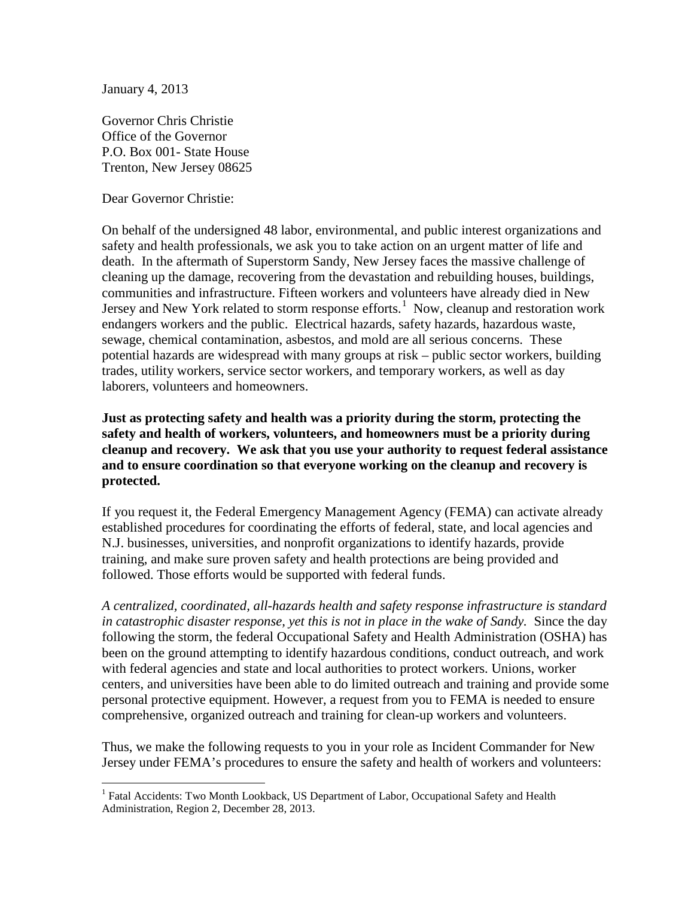January 4, 2013

Governor Chris Christie
Office of the Governor
P.O. Box 001- State House
Trenton, New Jersey 08625

Dear Governor Christie:

On behalf of the undersigned 48 labor, environmental, and public interest organizations and safety and health professionals, we ask you to take action on an urgent matter of life and death. In the aftermath of Superstorm Sandy, New Jersey faces the massive challenge of cleaning up the damage, recovering from the devastation and rebuilding houses, buildings, communities and infrastructure. Fifteen workers and volunteers have already died in New Jersey and New York related to storm response efforts.[1] Now, cleanup and restoration work endangers workers and the public. Electrical hazards, safety hazards, hazardous waste, sewage, chemical contamination, asbestos, and mold are all serious concerns. These potential hazards are widespread with many groups at risk – public sector workers, building trades, utility workers, service sector workers, and temporary workers, as well as day laborers, volunteers and homeowners.

**Just as protecting safety and health was a priority during the storm, protecting the safety and health of workers, volunteers, and homeowners must be a priority during cleanup and recovery. We ask that you use your authority to request federal assistance and to ensure coordination so that everyone working on the cleanup and recovery is protected.**

If you request it, the Federal Emergency Management Agency (FEMA) can activate already established procedures for coordinating the efforts of federal, state, and local agencies and N.J. businesses, universities, and nonprofit organizations to identify hazards, provide training, and make sure proven safety and health protections are being provided and followed. Those efforts would be supported with federal funds.

*A centralized, coordinated, all-hazards health and safety response infrastructure is standard in catastrophic disaster response, yet this is not in place in the wake of Sandy.* Since the day following the storm, the federal Occupational Safety and Health Administration (OSHA) has been on the ground attempting to identify hazardous conditions, conduct outreach, and work with federal agencies and state and local authorities to protect workers. Unions, worker centers, and universities have been able to do limited outreach and training and provide some personal protective equipment. However, a request from you to FEMA is needed to ensure comprehensive, organized outreach and training for clean-up workers and volunteers.

Thus, we make the following requests to you in your role as Incident Commander for New Jersey under FEMA's procedures to ensure the safety and health of workers and volunteers:

[1] Fatal Accidents: Two Month Lookback, US Department of Labor, Occupational Safety and Health Administration, Region 2, December 28, 2013.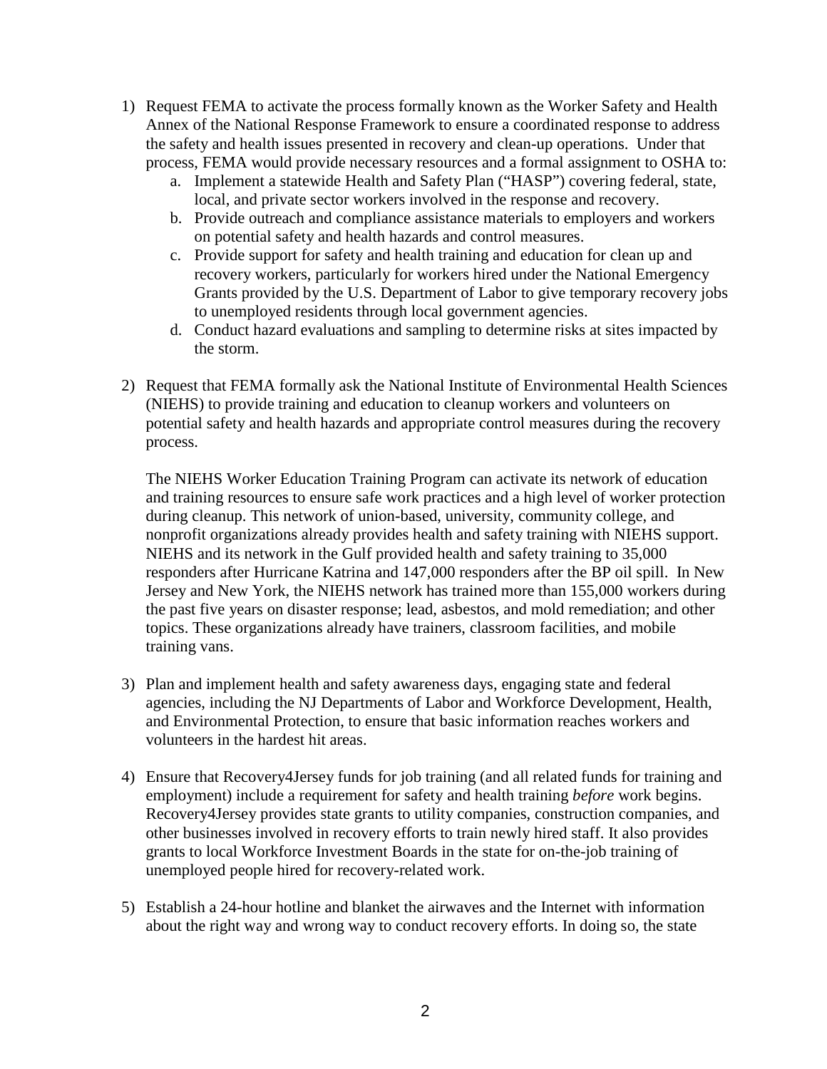1) Request FEMA to activate the process formally known as the Worker Safety and Health Annex of the National Response Framework to ensure a coordinated response to address the safety and health issues presented in recovery and clean-up operations. Under that process, FEMA would provide necessary resources and a formal assignment to OSHA to:
    a. Implement a statewide Health and Safety Plan ("HASP") covering federal, state, local, and private sector workers involved in the response and recovery.
    b. Provide outreach and compliance assistance materials to employers and workers on potential safety and health hazards and control measures.
    c. Provide support for safety and health training and education for clean up and recovery workers, particularly for workers hired under the National Emergency Grants provided by the U.S. Department of Labor to give temporary recovery jobs to unemployed residents through local government agencies.
    d. Conduct hazard evaluations and sampling to determine risks at sites impacted by the storm.

2) Request that FEMA formally ask the National Institute of Environmental Health Sciences (NIEHS) to provide training and education to cleanup workers and volunteers on potential safety and health hazards and appropriate control measures during the recovery process.

   The NIEHS Worker Education Training Program can activate its network of education and training resources to ensure safe work practices and a high level of worker protection during cleanup. This network of union-based, university, community college, and nonprofit organizations already provides health and safety training with NIEHS support. NIEHS and its network in the Gulf provided health and safety training to 35,000 responders after Hurricane Katrina and 147,000 responders after the BP oil spill. In New Jersey and New York, the NIEHS network has trained more than 155,000 workers during the past five years on disaster response; lead, asbestos, and mold remediation; and other topics. These organizations already have trainers, classroom facilities, and mobile training vans.

3) Plan and implement health and safety awareness days, engaging state and federal agencies, including the NJ Departments of Labor and Workforce Development, Health, and Environmental Protection, to ensure that basic information reaches workers and volunteers in the hardest hit areas.

4) Ensure that Recovery4Jersey funds for job training (and all related funds for training and employment) include a requirement for safety and health training *before* work begins. Recovery4Jersey provides state grants to utility companies, construction companies, and other businesses involved in recovery efforts to train newly hired staff. It also provides grants to local Workforce Investment Boards in the state for on-the-job training of unemployed people hired for recovery-related work.

5) Establish a 24-hour hotline and blanket the airwaves and the Internet with information about the right way and wrong way to conduct recovery efforts. In doing so, the state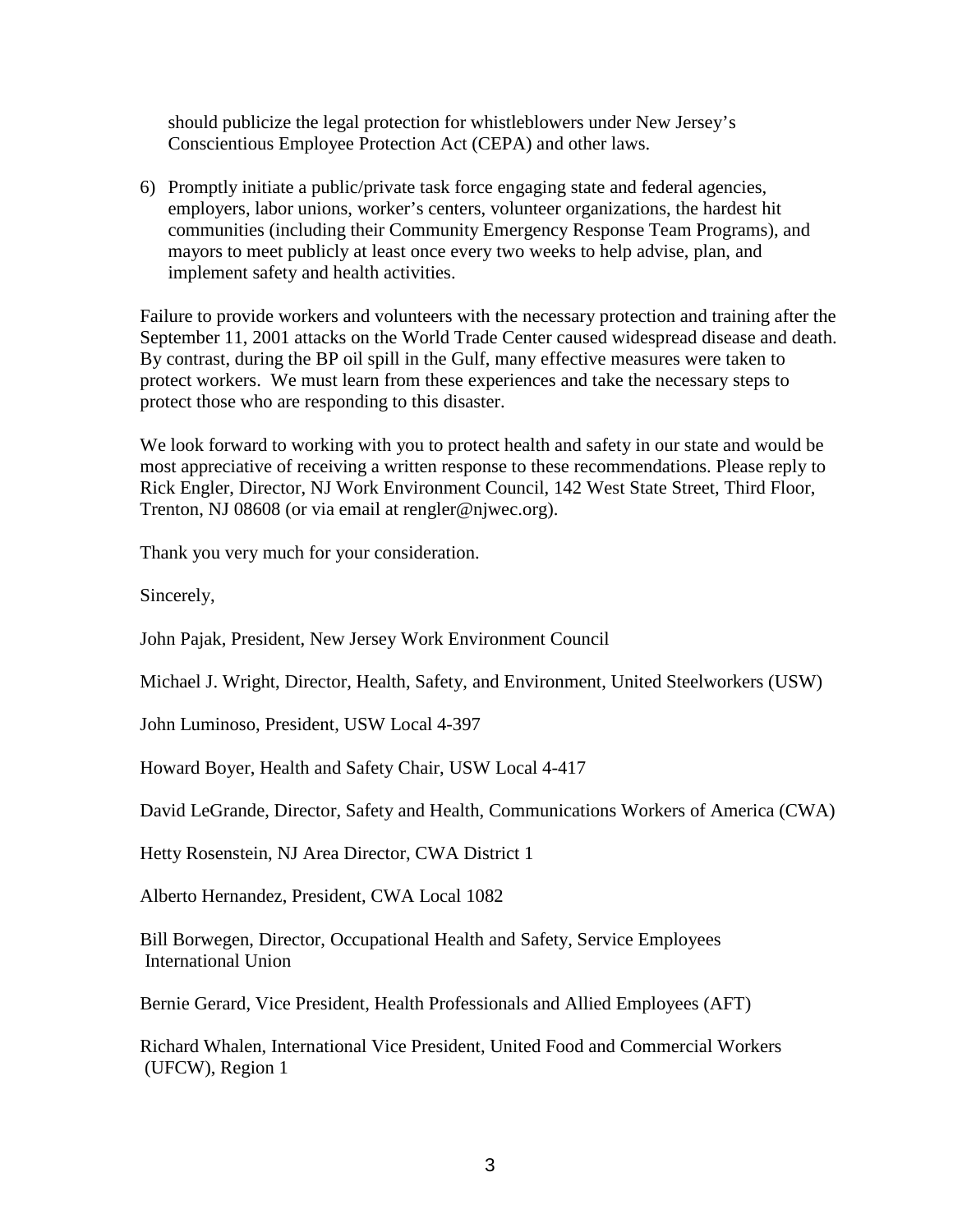should publicize the legal protection for whistleblowers under New Jersey's Conscientious Employee Protection Act (CEPA) and other laws.

6) Promptly initiate a public/private task force engaging state and federal agencies, employers, labor unions, worker's centers, volunteer organizations, the hardest hit communities (including their Community Emergency Response Team Programs), and mayors to meet publicly at least once every two weeks to help advise, plan, and implement safety and health activities.

Failure to provide workers and volunteers with the necessary protection and training after the September 11, 2001 attacks on the World Trade Center caused widespread disease and death. By contrast, during the BP oil spill in the Gulf, many effective measures were taken to protect workers. We must learn from these experiences and take the necessary steps to protect those who are responding to this disaster.

We look forward to working with you to protect health and safety in our state and would be most appreciative of receiving a written response to these recommendations. Please reply to Rick Engler, Director, NJ Work Environment Council, 142 West State Street, Third Floor, Trenton, NJ 08608 (or via email at rengler@njwec.org).

Thank you very much for your consideration.

Sincerely,

John Pajak, President, New Jersey Work Environment Council

Michael J. Wright, Director, Health, Safety, and Environment, United Steelworkers (USW)

John Luminoso, President, USW Local 4-397

Howard Boyer, Health and Safety Chair, USW Local 4-417

David LeGrande, Director, Safety and Health, Communications Workers of America (CWA)

Hetty Rosenstein, NJ Area Director, CWA District 1

Alberto Hernandez, President, CWA Local 1082

Bill Borwegen, Director, Occupational Health and Safety, Service Employees International Union

Bernie Gerard, Vice President, Health Professionals and Allied Employees (AFT)

Richard Whalen, International Vice President, United Food and Commercial Workers (UFCW), Region 1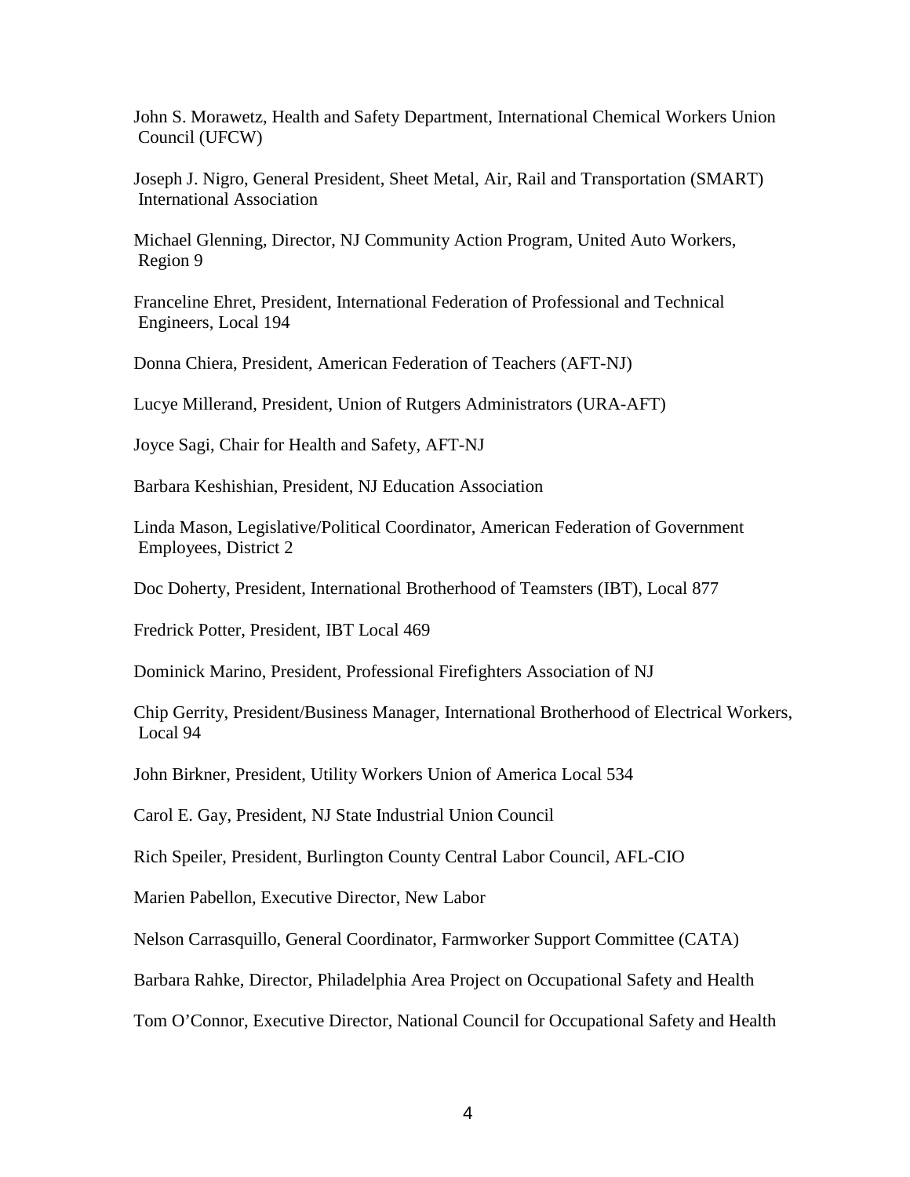John S. Morawetz, Health and Safety Department, International Chemical Workers Union Council (UFCW)

Joseph J. Nigro, General President, Sheet Metal, Air, Rail and Transportation (SMART) International Association

Michael Glenning, Director, NJ Community Action Program, United Auto Workers, Region 9

Franceline Ehret, President, International Federation of Professional and Technical Engineers, Local 194

Donna Chiera, President, American Federation of Teachers (AFT-NJ)

Lucye Millerand, President, Union of Rutgers Administrators (URA-AFT)

Joyce Sagi, Chair for Health and Safety, AFT-NJ

Barbara Keshishian, President, NJ Education Association

Linda Mason, Legislative/Political Coordinator, American Federation of Government Employees, District 2

Doc Doherty, President, International Brotherhood of Teamsters (IBT), Local 877

Fredrick Potter, President, IBT Local 469

Dominick Marino, President, Professional Firefighters Association of NJ

Chip Gerrity, President/Business Manager, International Brotherhood of Electrical Workers, Local 94

John Birkner, President, Utility Workers Union of America Local 534

Carol E. Gay, President, NJ State Industrial Union Council

Rich Speiler, President, Burlington County Central Labor Council, AFL-CIO

Marien Pabellon, Executive Director, New Labor

Nelson Carrasquillo, General Coordinator, Farmworker Support Committee (CATA)

Barbara Rahke, Director, Philadelphia Area Project on Occupational Safety and Health

Tom O'Connor, Executive Director, National Council for Occupational Safety and Health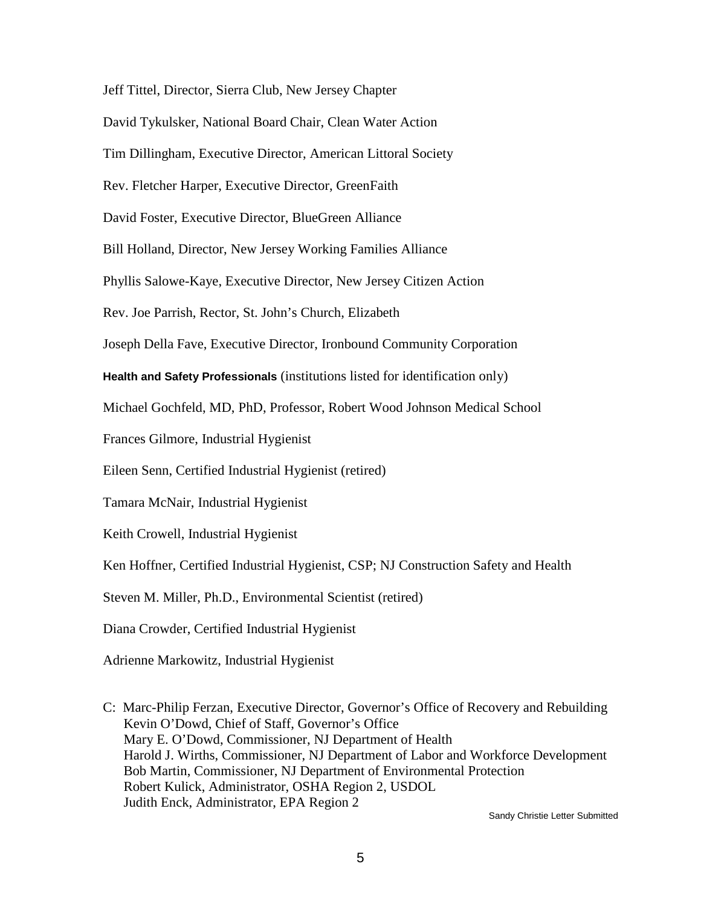Jeff Tittel, Director, Sierra Club, New Jersey Chapter

David Tykulsker, National Board Chair, Clean Water Action

Tim Dillingham, Executive Director, American Littoral Society

Rev. Fletcher Harper, Executive Director, GreenFaith

David Foster, Executive Director, BlueGreen Alliance

Bill Holland, Director, New Jersey Working Families Alliance

Phyllis Salowe-Kaye, Executive Director, New Jersey Citizen Action

Rev. Joe Parrish, Rector, St. John's Church, Elizabeth

Joseph Della Fave, Executive Director, Ironbound Community Corporation

**Health and Safety Professionals** (institutions listed for identification only)

Michael Gochfeld, MD, PhD, Professor, Robert Wood Johnson Medical School

Frances Gilmore, Industrial Hygienist

Eileen Senn, Certified Industrial Hygienist (retired)

Tamara McNair, Industrial Hygienist

Keith Crowell, Industrial Hygienist

Ken Hoffner, Certified Industrial Hygienist, CSP; NJ Construction Safety and Health

Steven M. Miller, Ph.D., Environmental Scientist (retired)

Diana Crowder, Certified Industrial Hygienist

Adrienne Markowitz, Industrial Hygienist

C: Marc-Philip Ferzan, Executive Director, Governor's Office of Recovery and Rebuilding
Kevin O'Dowd, Chief of Staff, Governor's Office
Mary E. O'Dowd, Commissioner, NJ Department of Health
Harold J. Wirths, Commissioner, NJ Department of Labor and Workforce Development
Bob Martin, Commissioner, NJ Department of Environmental Protection
Robert Kulick, Administrator, OSHA Region 2, USDOL
Judith Enck, Administrator, EPA Region 2